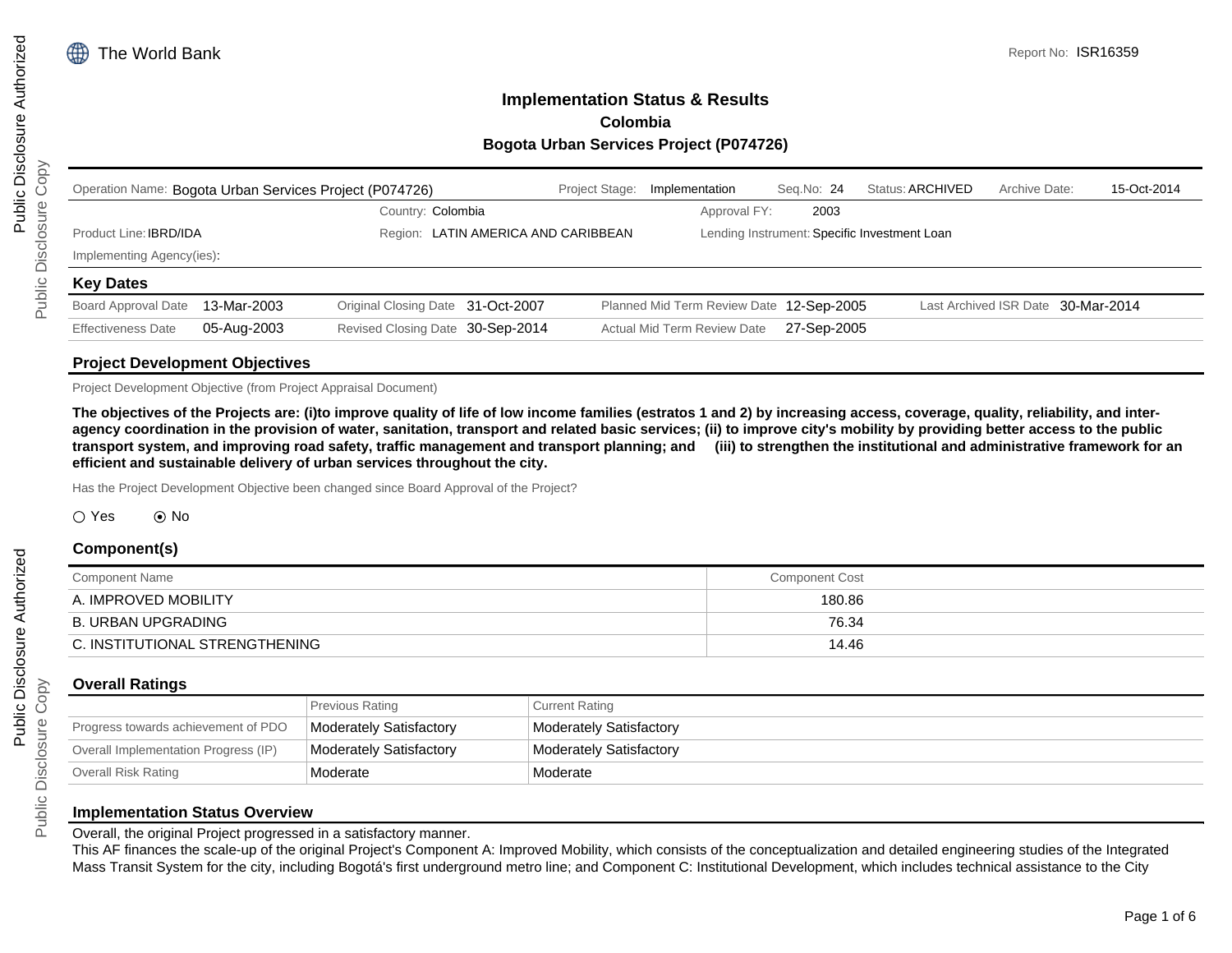The World Bank

Report No: ISR16359

# Implementation Status & Results
## Colombia
## Bogota Urban Services Project (P074726)

| Operation Name: Bogota Urban Services Project (P074726) | Project Stage: Implementation | Seq.No: 24 | Status: ARCHIVED | Archive Date: 15-Oct-2014 |
|---|---|---|---|---|
| | Country: Colombia | Approval FY: 2003 | | |
| Product Line: IBRD/IDA | Region: LATIN AMERICA AND CARIBBEAN | Lending Instrument: Specific Investment Loan | | |
| Implementing Agency(ies): | | | | |

### Key Dates

| | | | | | | | |
|---|---|---|---|---|---|---|---|
| Board Approval Date | 13-Mar-2003 | Original Closing Date | 31-Oct-2007 | Planned Mid Term Review Date | 12-Sep-2005 | Last Archived ISR Date | 30-Mar-2014 |
| Effectiveness Date | 05-Aug-2003 | Revised Closing Date | 30-Sep-2014 | Actual Mid Term Review Date | 27-Sep-2005 | | |

### Project Development Objectives

Project Development Objective (from Project Appraisal Document)

**The objectives of the Projects are: (i)to improve quality of life of low income families (estratos 1 and 2) by increasing access, coverage, quality, reliability, and inter-agency coordination in the provision of water, sanitation, transport and related basic services; (ii) to improve city's mobility by providing better access to the public transport system, and improving road safety, traffic management and transport planning; and (iii) to strengthen the institutional and administrative framework for an efficient and sustainable delivery of urban services throughout the city.**

Has the Project Development Objective been changed since Board Approval of the Project?

○ Yes ⦿ No

### Component(s)

| Component Name | Component Cost |
|---|---|
| A. IMPROVED MOBILITY | 180.86 |
| B. URBAN UPGRADING | 76.34 |
| C. INSTITUTIONAL STRENGTHENING | 14.46 |

### Overall Ratings

| | Previous Rating | Current Rating |
|---|---|---|
| Progress towards achievement of PDO | Moderately Satisfactory | Moderately Satisfactory |
| Overall Implementation Progress (IP) | Moderately Satisfactory | Moderately Satisfactory |
| Overall Risk Rating | Moderate | Moderate |

### Implementation Status Overview

Overall, the original Project progressed in a satisfactory manner.
This AF finances the scale-up of the original Project's Component A: Improved Mobility, which consists of the conceptualization and detailed engineering studies of the Integrated Mass Transit System for the city, including Bogotá's first underground metro line; and Component C: Institutional Development, which includes technical assistance to the City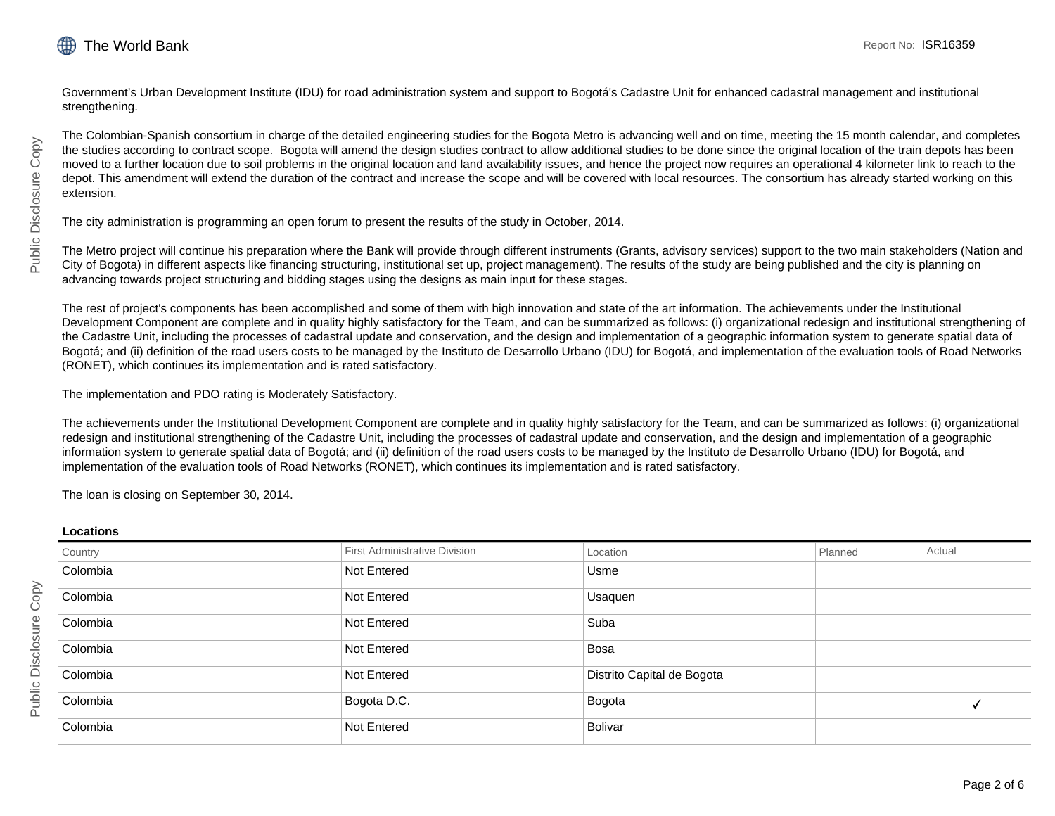Government's Urban Development Institute (IDU) for road administration system and support to Bogotá's Cadastre Unit for enhanced cadastral management and institutional strengthening.

The Colombian-Spanish consortium in charge of the detailed engineering studies for the Bogota Metro is advancing well and on time, meeting the 15 month calendar, and completes the studies according to contract scope. Bogota will amend the design studies contract to allow additional studies to be done since the original location of the train depots has been moved to a further location due to soil problems in the original location and land availability issues, and hence the project now requires an operational 4 kilometer link to reach to the depot. This amendment will extend the duration of the contract and increase the scope and will be covered with local resources. The consortium has already started working on this extension.

The city administration is programming an open forum to present the results of the study in October, 2014.

The Metro project will continue his preparation where the Bank will provide through different instruments (Grants, advisory services) support to the two main stakeholders (Nation and City of Bogota) in different aspects like financing structuring, institutional set up, project management). The results of the study are being published and the city is planning on advancing towards project structuring and bidding stages using the designs as main input for these stages.

The rest of project's components has been accomplished and some of them with high innovation and state of the art information. The achievements under the Institutional Development Component are complete and in quality highly satisfactory for the Team, and can be summarized as follows: (i) organizational redesign and institutional strengthening of the Cadastre Unit, including the processes of cadastral update and conservation, and the design and implementation of a geographic information system to generate spatial data of Bogotá; and (ii) definition of the road users costs to be managed by the Instituto de Desarrollo Urbano (IDU) for Bogotá, and implementation of the evaluation tools of Road Networks (RONET), which continues its implementation and is rated satisfactory.

The implementation and PDO rating is Moderately Satisfactory.

The achievements under the Institutional Development Component are complete and in quality highly satisfactory for the Team, and can be summarized as follows: (i) organizational redesign and institutional strengthening of the Cadastre Unit, including the processes of cadastral update and conservation, and the design and implementation of a geographic information system to generate spatial data of Bogotá; and (ii) definition of the road users costs to be managed by the Instituto de Desarrollo Urbano (IDU) for Bogotá, and implementation of the evaluation tools of Road Networks (RONET), which continues its implementation and is rated satisfactory.

The loan is closing on September 30, 2014.

### Locations

| Country | First Administrative Division | Location | Planned | Actual |
|---|---|---|---|---|
| Colombia | Not Entered | Usme | | |
| Colombia | Not Entered | Usaquen | | |
| Colombia | Not Entered | Suba | | |
| Colombia | Not Entered | Bosa | | |
| Colombia | Not Entered | Distrito Capital de Bogota | | |
| Colombia | Bogota D.C. | Bogota | | ✓ |
| Colombia | Not Entered | Bolivar | | |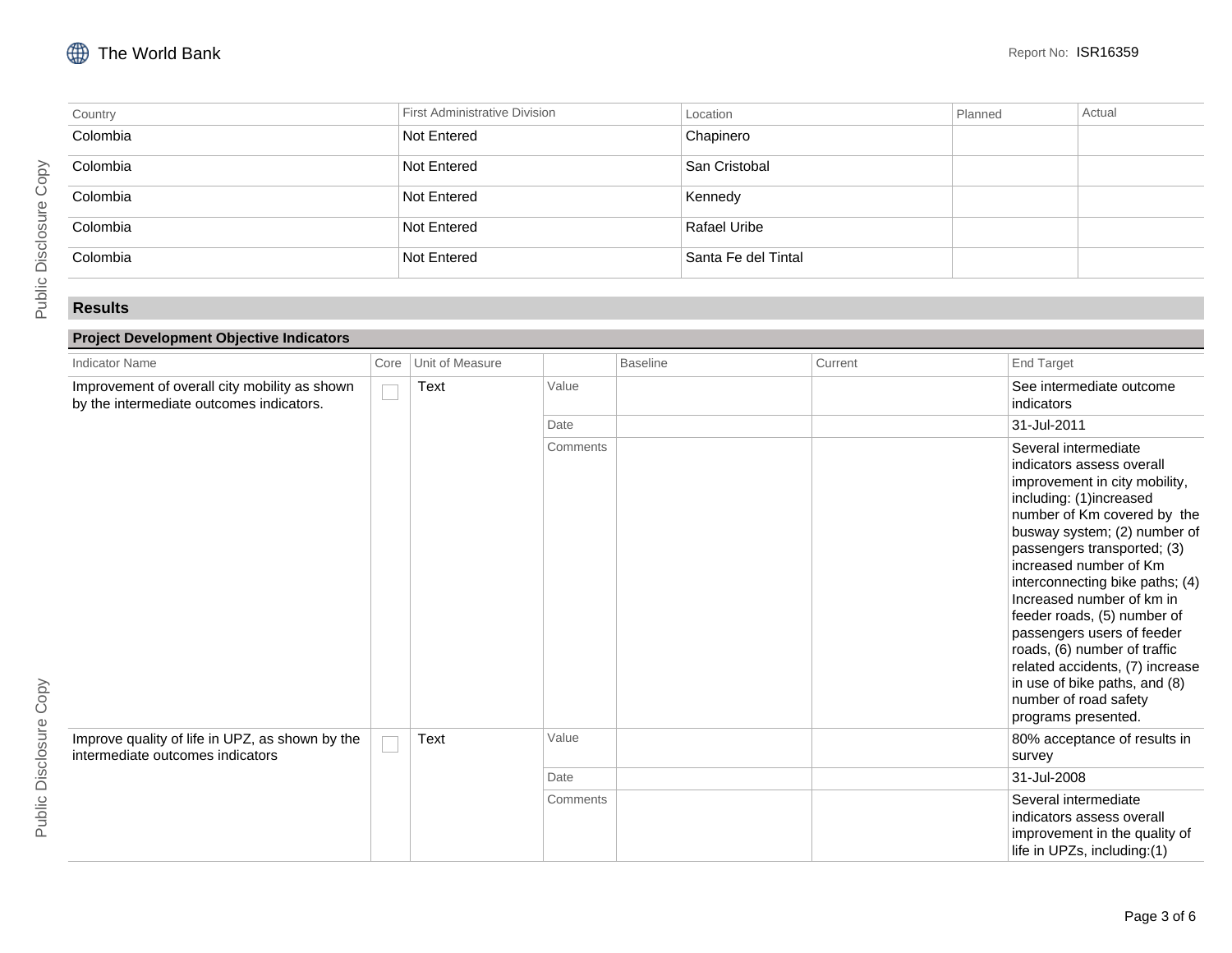| Country | First Administrative Division | Location | Planned | Actual |
|---|---|---|---|---|
| Colombia | Not Entered | Chapinero | | |
| Colombia | Not Entered | San Cristobal | | |
| Colombia | Not Entered | Kennedy | | |
| Colombia | Not Entered | Rafael Uribe | | |
| Colombia | Not Entered | Santa Fe del Tintal | | |

## Results

### Project Development Objective Indicators

| Indicator Name | Core | Unit of Measure | | Baseline | Current | End Target |
|---|---|---|---|---|---|---|
| Improvement of overall city mobility as shown by the intermediate outcomes indicators. | ☐ | Text | Value | | | See intermediate outcome indicators |
| | | | Date | | | 31-Jul-2011 |
| | | | Comments | | | Several intermediate indicators assess overall improvement in city mobility, including: (1)increased number of Km covered by the busway system; (2) number of passengers transported; (3) increased number of Km interconnecting bike paths; (4) Increased number of km in feeder roads, (5) number of passengers users of feeder roads, (6) number of traffic related accidents, (7) increase in use of bike paths, and (8) number of road safety programs presented. |
| Improve quality of life in UPZ, as shown by the intermediate outcomes indicators | ☐ | Text | Value | | | 80% acceptance of results in survey |
| | | | Date | | | 31-Jul-2008 |
| | | | Comments | | | Several intermediate indicators assess overall improvement in the quality of life in UPZs, including:(1) |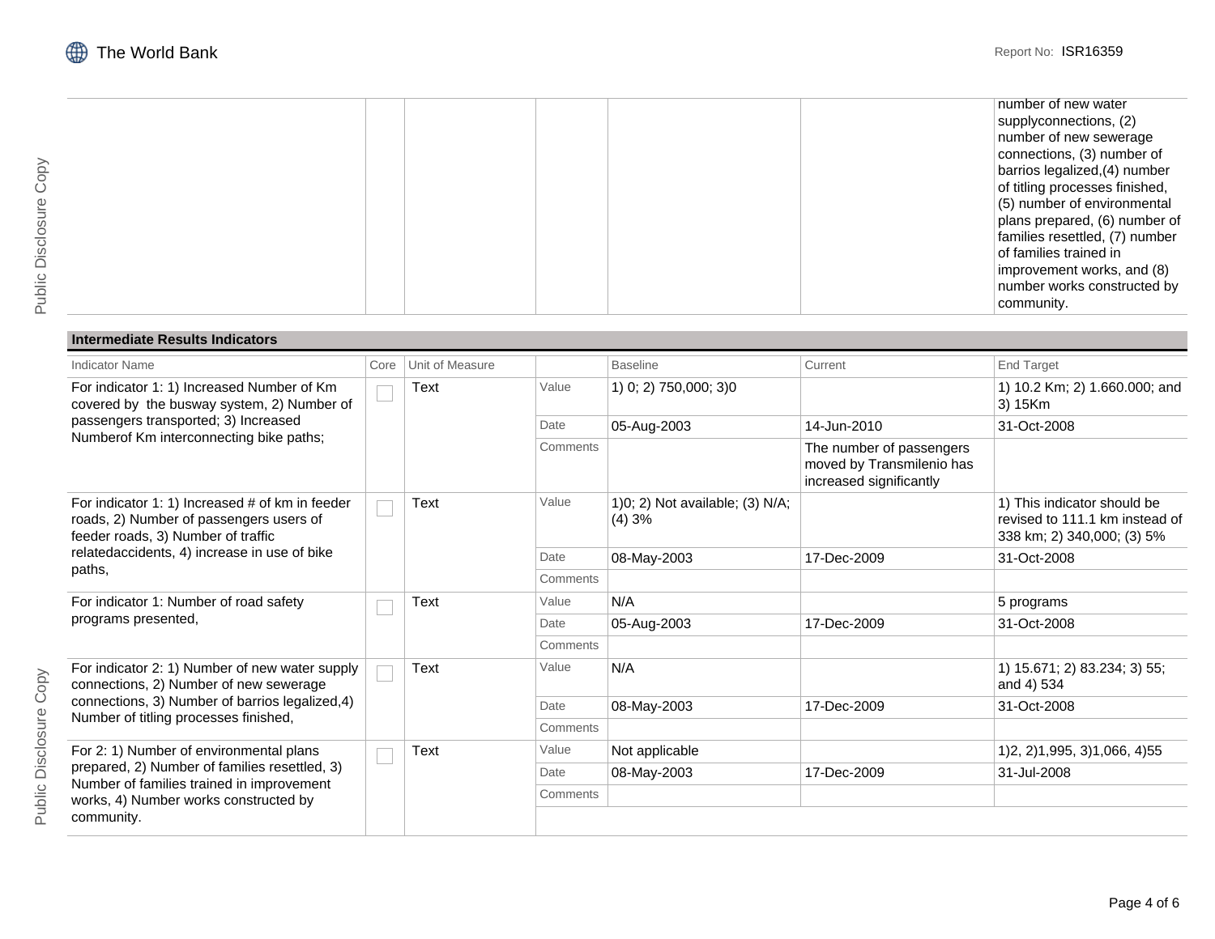| | | | | | | |
|---|---|---|---|---|---|---|
| | | | | | | number of new water supplyconnections, (2) number of new sewerage connections, (3) number of barrios legalized,(4) number of titling processes finished, (5) number of environmental plans prepared, (6) number of families resettled, (7) number of families trained in improvement works, and (8) number works constructed by community. |

**Intermediate Results Indicators**

| Indicator Name | Core | Unit of Measure | | Baseline | Current | End Target |
|---|---|---|---|---|---|---|
| For indicator 1: 1) Increased Number of Km covered by the busway system, 2) Number of passengers transported; 3) Increased Numberof Km interconnecting bike paths; | ☐ | Text | Value | 1) 0; 2) 750,000; 3)0 | | 1) 10.2 Km; 2) 1.660.000; and 3) 15Km |
| | | | Date | 05-Aug-2003 | 14-Jun-2010 | 31-Oct-2008 |
| | | | Comments | | The number of passengers moved by Transmilenio has increased significantly | |
| For indicator 1: 1) Increased # of km in feeder roads, 2) Number of passengers users of feeder roads, 3) Number of traffic relatedaccidents, 4) increase in use of bike paths, | ☐ | Text | Value | 1)0; 2) Not available; (3) N/A; (4) 3% | | 1) This indicator should be revised to 111.1 km instead of 338 km; 2) 340,000; (3) 5% |
| | | | Date | 08-May-2003 | 17-Dec-2009 | 31-Oct-2008 |
| | | | Comments | | | |
| For indicator 1: Number of road safety programs presented, | ☐ | Text | Value | N/A | | 5 programs |
| | | | Date | 05-Aug-2003 | 17-Dec-2009 | 31-Oct-2008 |
| | | | Comments | | | |
| For indicator 2: 1) Number of new water supply connections, 2) Number of new sewerage connections, 3) Number of barrios legalized,4) Number of titling processes finished, | ☐ | Text | Value | N/A | | 1) 15.671; 2) 83.234; 3) 55; and 4) 534 |
| | | | Date | 08-May-2003 | 17-Dec-2009 | 31-Oct-2008 |
| | | | Comments | | | |
| For 2: 1) Number of environmental plans prepared, 2) Number of families resettled, 3) Number of families trained in improvement works, 4) Number works constructed by community. | ☐ | Text | Value | Not applicable | | 1)2, 2)1,995, 3)1,066, 4)55 |
| | | | Date | 08-May-2003 | 17-Dec-2009 | 31-Jul-2008 |
| | | | Comments | | | |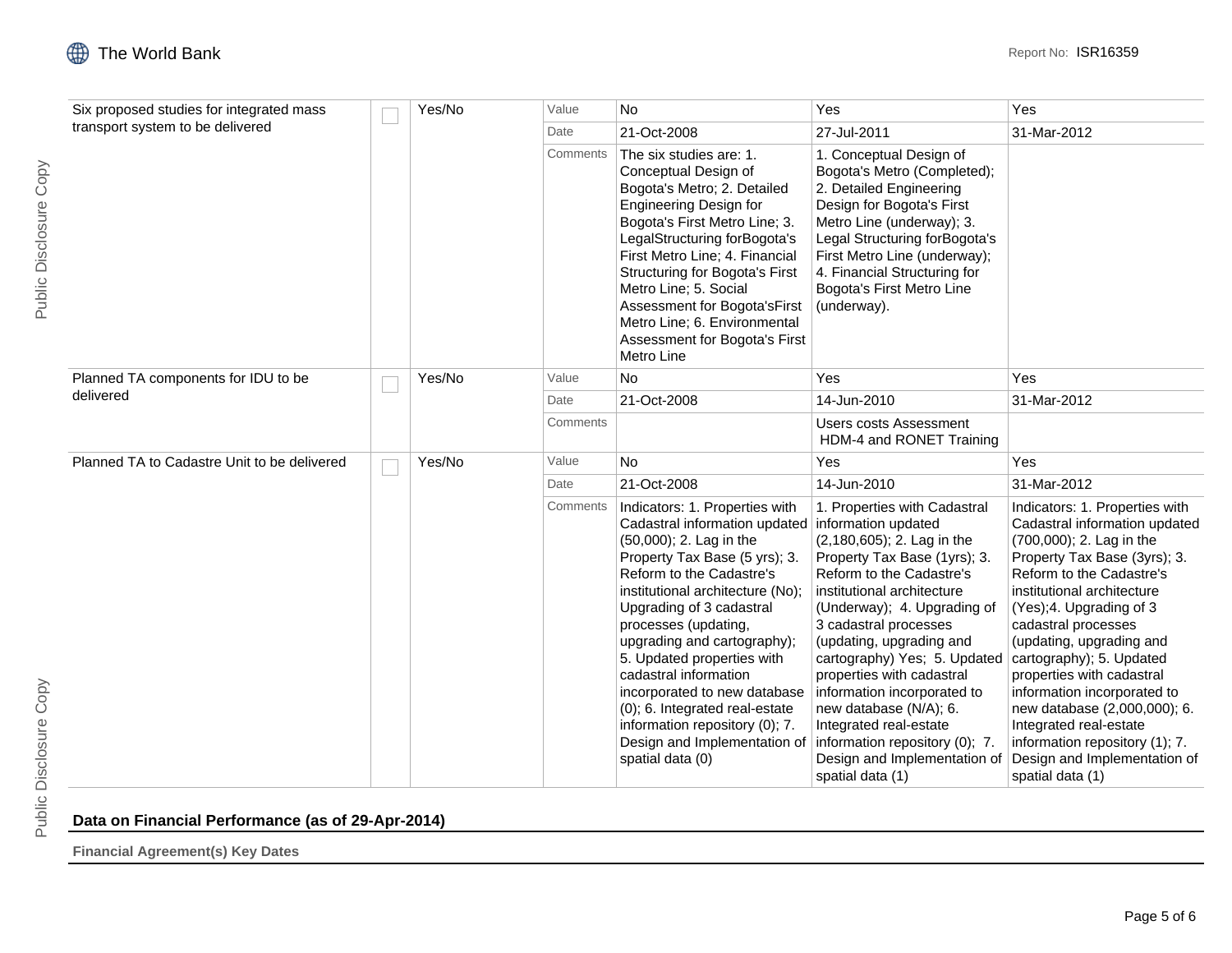| Indicator | Core | Unit of Measure | | Baseline | Current | End Target |
|---|---|---|---|---|---|---|
| Six proposed studies for integrated mass transport system to be delivered | | Yes/No | Value | No | Yes | Yes |
| | | | Date | 21-Oct-2008 | 27-Jul-2011 | 31-Mar-2012 |
| | | | Comments | The six studies are: 1. Conceptual Design of Bogota's Metro; 2. Detailed Engineering Design for Bogota's First Metro Line; 3. LegalStructuring forBogota's First Metro Line; 4. Financial Structuring for Bogota's First Metro Line; 5. Social Assessment for Bogota'sFirst Metro Line; 6. Environmental Assessment for Bogota's First Metro Line | 1. Conceptual Design of Bogota's Metro (Completed); 2. Detailed Engineering Design for Bogota's First Metro Line (underway); 3. Legal Structuring forBogota's First Metro Line (underway); 4. Financial Structuring for Bogota's First Metro Line (underway). | |
| Planned TA components for IDU to be delivered | | Yes/No | Value | No | Yes | Yes |
| | | | Date | 21-Oct-2008 | 14-Jun-2010 | 31-Mar-2012 |
| | | | Comments | | Users costs Assessment HDM-4 and RONET Training | |
| Planned TA to Cadastre Unit to be delivered | | Yes/No | Value | No | Yes | Yes |
| | | | Date | 21-Oct-2008 | 14-Jun-2010 | 31-Mar-2012 |
| | | | Comments | Indicators: 1. Properties with Cadastral information updated (50,000); 2. Lag in the Property Tax Base (5 yrs); 3. Reform to the Cadastre's institutional architecture (No); Upgrading of 3 cadastral processes (updating, upgrading and cartography); 5. Updated properties with cadastral information incorporated to new database (0); 6. Integrated real-estate information repository (0); 7. Design and Implementation of spatial data (0) | 1. Properties with Cadastral information updated (2,180,605); 2. Lag in the Property Tax Base (1yrs); 3. Reform to the Cadastre's institutional architecture (Underway); 4. Upgrading of 3 cadastral processes (updating, upgrading and cartography) Yes; 5. Updated properties with cadastral information incorporated to new database (N/A); 6. Integrated real-estate information repository (0); 7. Design and Implementation of spatial data (1) | Indicators: 1. Properties with Cadastral information updated (700,000); 2. Lag in the Property Tax Base (3yrs); 3. Reform to the Cadastre's institutional architecture (Yes);4. Upgrading of 3 cadastral processes (updating, upgrading and cartography); 5. Updated properties with cadastral information incorporated to new database (2,000,000); 6. Integrated real-estate information repository (1); 7. Design and Implementation of spatial data (1) |

## Data on Financial Performance (as of 29-Apr-2014)

### Financial Agreement(s) Key Dates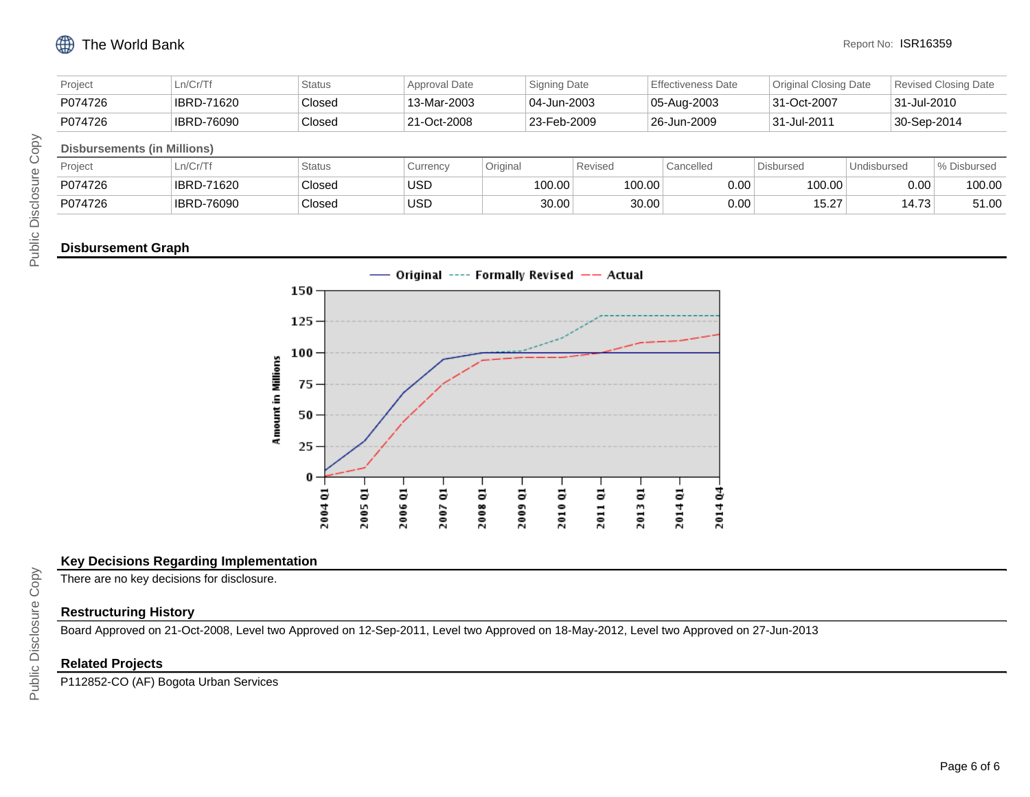| Project | Ln/Cr/Tf | Status | Approval Date | Signing Date | Effectiveness Date | Original Closing Date | Revised Closing Date |
|---|---|---|---|---|---|---|---|
| P074726 | IBRD-71620 | Closed | 13-Mar-2003 | 04-Jun-2003 | 05-Aug-2003 | 31-Oct-2007 | 31-Jul-2010 |
| P074726 | IBRD-76090 | Closed | 21-Oct-2008 | 23-Feb-2009 | 26-Jun-2009 | 31-Jul-2011 | 30-Sep-2014 |

**Disbursements (in Millions)**

| Project | Ln/Cr/Tf | Status | Currency | Original | Revised | Cancelled | Disbursed | Undisbursed | % Disbursed |
|---|---|---|---|---|---|---|---|---|---|
| P074726 | IBRD-71620 | Closed | USD | 100.00 | 100.00 | 0.00 | 100.00 | 0.00 | 100.00 |
| P074726 | IBRD-76090 | Closed | USD | 30.00 | 30.00 | 0.00 | 15.27 | 14.73 | 51.00 |

## Disbursement Graph

Original
Formally Revised
Actual

Amount in Millions

150
125
100
75
50
25
0

2004 Q1
2005 Q1
2006 Q1
2007 Q1
2008 Q1
2009 Q1
2010 Q1
2011 Q1
2013 Q1
2014 Q1
2014 Q4

## Key Decisions Regarding Implementation

There are no key decisions for disclosure.

## Restructuring History

Board Approved on 21-Oct-2008, Level two Approved on 12-Sep-2011, Level two Approved on 18-May-2012, Level two Approved on 27-Jun-2013

## Related Projects

P112852-CO (AF) Bogota Urban Services